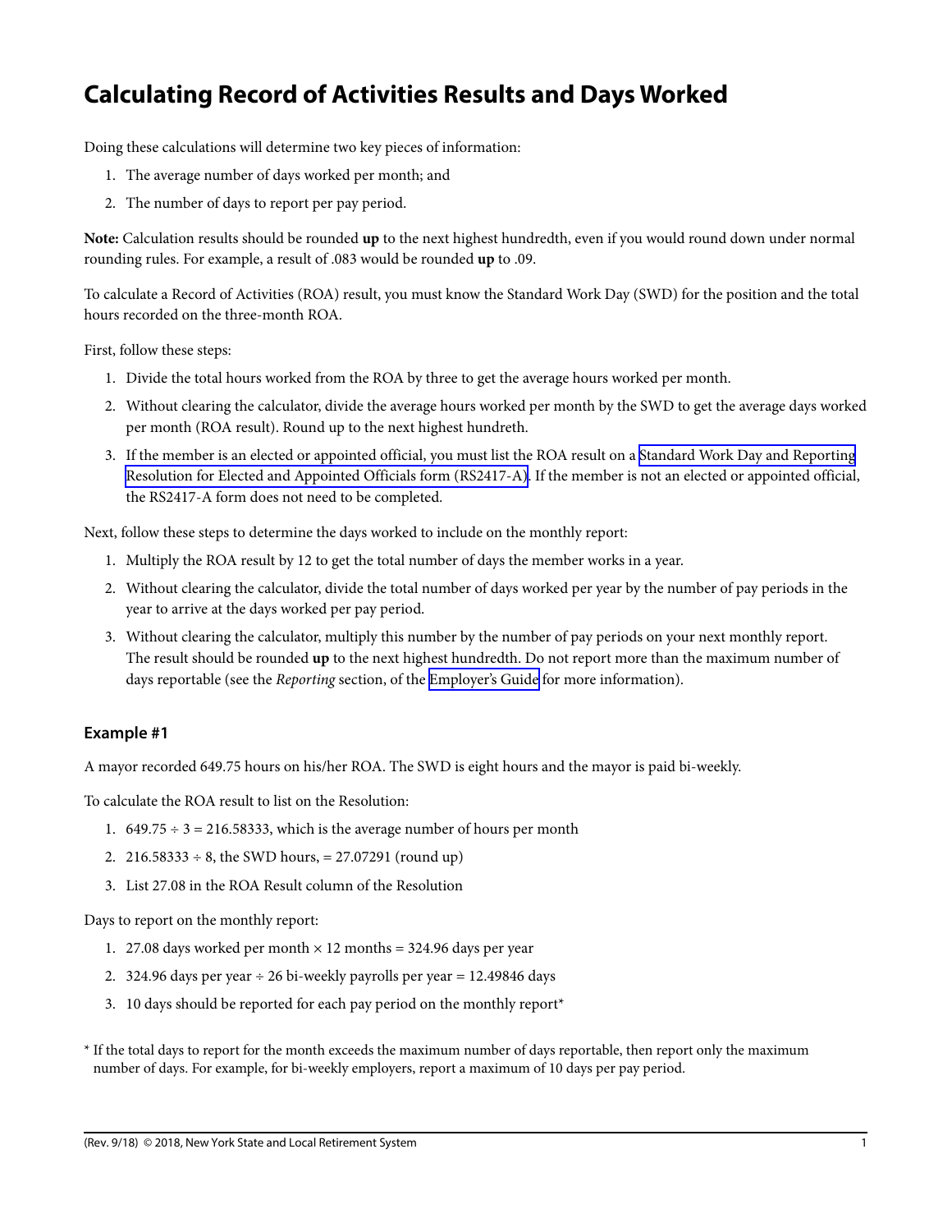# Calculating Record of Activities Results and Days Worked

Doing these calculations will determine two key pieces of information:

1. The average number of days worked per month; and
2. The number of days to report per pay period.

**Note:** Calculation results should be rounded **up** to the next highest hundredth, even if you would round down under normal rounding rules. For example, a result of .083 would be rounded **up** to .09.

To calculate a Record of Activities (ROA) result, you must know the Standard Work Day (SWD) for the position and the total hours recorded on the three-month ROA.

First, follow these steps:

1. Divide the total hours worked from the ROA by three to get the average hours worked per month.
2. Without clearing the calculator, divide the average hours worked per month by the SWD to get the average days worked per month (ROA result). Round up to the next highest hundreth.
3. If the member is an elected or appointed official, you must list the ROA result on a Standard Work Day and Reporting Resolution for Elected and Appointed Officials form (RS2417-A). If the member is not an elected or appointed official, the RS2417-A form does not need to be completed.

Next, follow these steps to determine the days worked to include on the monthly report:

1. Multiply the ROA result by 12 to get the total number of days the member works in a year.
2. Without clearing the calculator, divide the total number of days worked per year by the number of pay periods in the year to arrive at the days worked per pay period.
3. Without clearing the calculator, multiply this number by the number of pay periods on your next monthly report. The result should be rounded **up** to the next highest hundredth. Do not report more than the maximum number of days reportable (see the *Reporting* section, of the Employer's Guide for more information).

### Example #1

A mayor recorded 649.75 hours on his/her ROA. The SWD is eight hours and the mayor is paid bi-weekly.

To calculate the ROA result to list on the Resolution:

1. 649.75 ÷ 3 = 216.58333, which is the average number of hours per month
2. 216.58333 ÷ 8, the SWD hours, = 27.07291 (round up)
3. List 27.08 in the ROA Result column of the Resolution

Days to report on the monthly report:

1. 27.08 days worked per month × 12 months = 324.96 days per year
2. 324.96 days per year ÷ 26 bi-weekly payrolls per year = 12.49846 days
3. 10 days should be reported for each pay period on the monthly report*

* If the total days to report for the month exceeds the maximum number of days reportable, then report only the maximum number of days. For example, for bi-weekly employers, report a maximum of 10 days per pay period.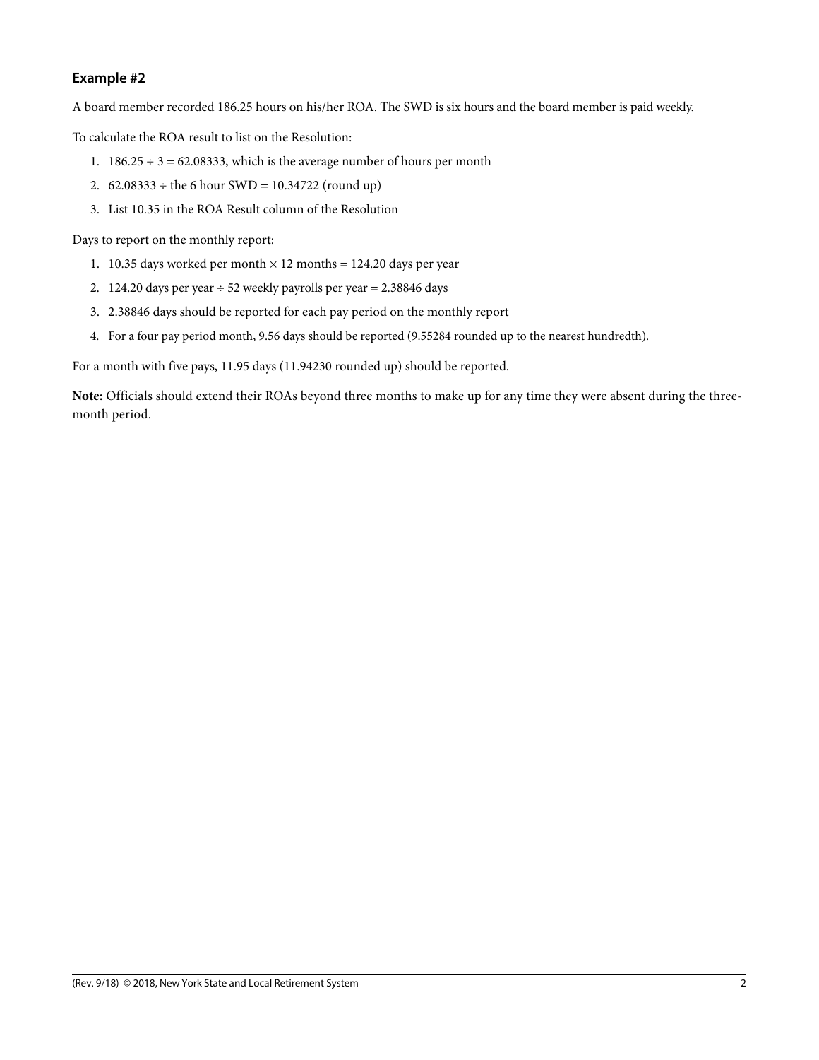### Example #2

A board member recorded 186.25 hours on his/her ROA. The SWD is six hours and the board member is paid weekly.

To calculate the ROA result to list on the Resolution:

1. 186.25 ÷ 3 = 62.08333, which is the average number of hours per month
2. 62.08333 ÷ the 6 hour SWD = 10.34722 (round up)
3. List 10.35 in the ROA Result column of the Resolution

Days to report on the monthly report:

1. 10.35 days worked per month × 12 months = 124.20 days per year
2. 124.20 days per year ÷ 52 weekly payrolls per year = 2.38846 days
3. 2.38846 days should be reported for each pay period on the monthly report
4. For a four pay period month, 9.56 days should be reported (9.55284 rounded up to the nearest hundredth).

For a month with five pays, 11.95 days (11.94230 rounded up) should be reported.

**Note:** Officials should extend their ROAs beyond three months to make up for any time they were absent during the three-month period.